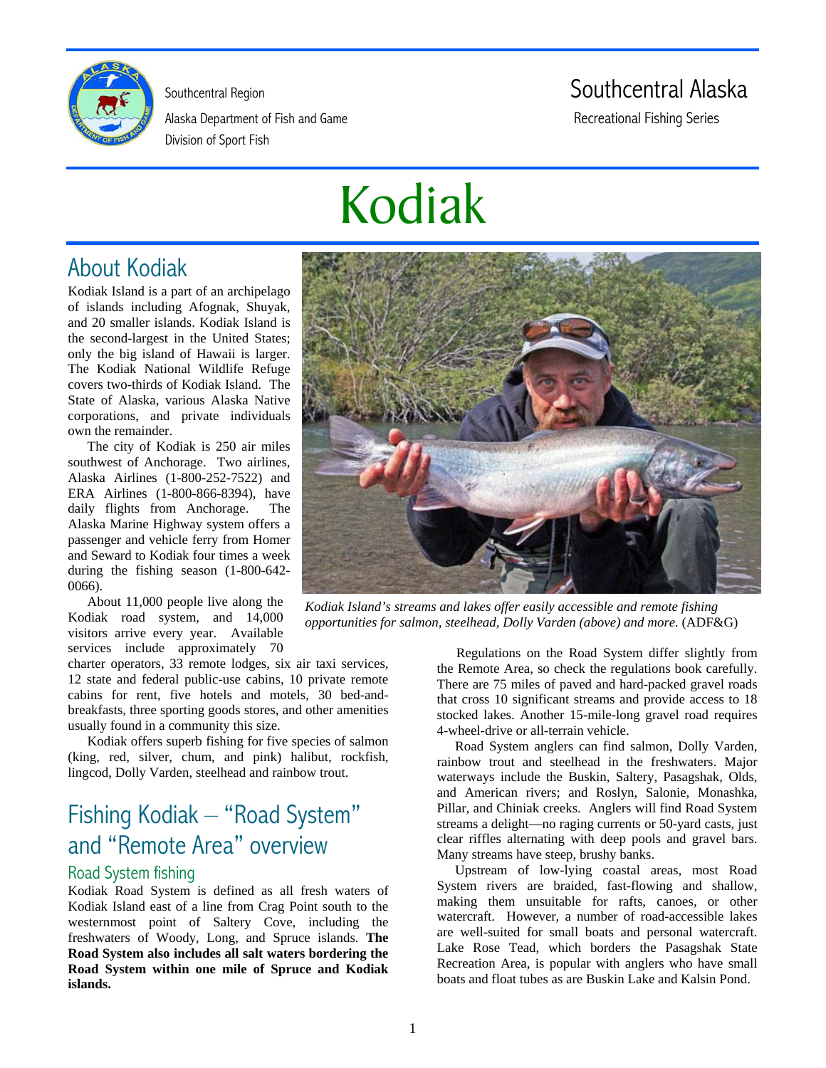Southcentral Region
Alaska Department of Fish and Game
Division of Sport Fish

Southcentral Alaska
Recreational Fishing Series

# Kodiak

## About Kodiak

Kodiak Island is a part of an archipelago of islands including Afognak, Shuyak, and 20 smaller islands. Kodiak Island is the second-largest in the United States; only the big island of Hawaii is larger. The Kodiak National Wildlife Refuge covers two-thirds of Kodiak Island. The State of Alaska, various Alaska Native corporations, and private individuals own the remainder.

The city of Kodiak is 250 air miles southwest of Anchorage. Two airlines, Alaska Airlines (1-800-252-7522) and ERA Airlines (1-800-866-8394), have daily flights from Anchorage. The Alaska Marine Highway system offers a passenger and vehicle ferry from Homer and Seward to Kodiak four times a week during the fishing season (1-800-642-0066).

About 11,000 people live along the Kodiak road system, and 14,000 visitors arrive every year. Available services include approximately 70 charter operators, 33 remote lodges, six air taxi services, 12 state and federal public-use cabins, 10 private remote cabins for rent, five hotels and motels, 30 bed-and-breakfasts, three sporting goods stores, and other amenities usually found in a community this size.

Kodiak offers superb fishing for five species of salmon (king, red, silver, chum, and pink) halibut, rockfish, lingcod, Dolly Varden, steelhead and rainbow trout.

*Kodiak Island's streams and lakes offer easily accessible and remote fishing opportunities for salmon, steelhead, Dolly Varden (above) and more.* (ADF&G)

## Fishing Kodiak – "Road System" and "Remote Area" overview

### Road System fishing

Kodiak Road System is defined as all fresh waters of Kodiak Island east of a line from Crag Point south to the westernmost point of Saltery Cove, including the freshwaters of Woody, Long, and Spruce islands. **The Road System also includes all salt waters bordering the Road System within one mile of Spruce and Kodiak islands.**

Regulations on the Road System differ slightly from the Remote Area, so check the regulations book carefully. There are 75 miles of paved and hard-packed gravel roads that cross 10 significant streams and provide access to 18 stocked lakes. Another 15-mile-long gravel road requires 4-wheel-drive or all-terrain vehicle.

Road System anglers can find salmon, Dolly Varden, rainbow trout and steelhead in the freshwaters. Major waterways include the Buskin, Saltery, Pasagshak, Olds, and American rivers; and Roslyn, Salonie, Monashka, Pillar, and Chiniak creeks. Anglers will find Road System streams a delight—no raging currents or 50-yard casts, just clear riffles alternating with deep pools and gravel bars. Many streams have steep, brushy banks.

Upstream of low-lying coastal areas, most Road System rivers are braided, fast-flowing and shallow, making them unsuitable for rafts, canoes, or other watercraft. However, a number of road-accessible lakes are well-suited for small boats and personal watercraft. Lake Rose Tead, which borders the Pasagshak State Recreation Area, is popular with anglers who have small boats and float tubes as are Buskin Lake and Kalsin Pond.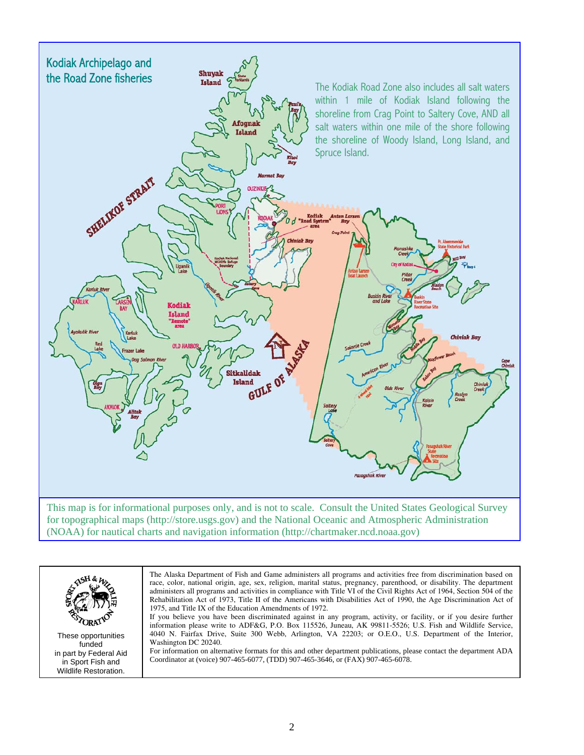## Kodiak Archipelago and the Road Zone fisheries

The Kodiak Road Zone also includes all salt waters within 1 mile of Kodiak Island following the shoreline from Crag Point to Saltery Cove, AND all salt waters within one mile of the shore following the shoreline of Woody Island, Long Island, and Spruce Island.

This map is for informational purposes only, and is not to scale. Consult the United States Geological Survey for topographical maps (http://store.usgs.gov) and the National Oceanic and Atmospheric Administration (NOAA) for nautical charts and navigation information (http://chartmaker.ncd.noaa.gov)

These opportunities funded in part by Federal Aid in Sport Fish and Wildlife Restoration.

The Alaska Department of Fish and Game administers all programs and activities free from discrimination based on race, color, national origin, age, sex, religion, marital status, pregnancy, parenthood, or disability. The department administers all programs and activities in compliance with Title VI of the Civil Rights Act of 1964, Section 504 of the Rehabilitation Act of 1973, Title II of the Americans with Disabilities Act of 1990, the Age Discrimination Act of 1975, and Title IX of the Education Amendments of 1972.

If you believe you have been discriminated against in any program, activity, or facility, or if you desire further information please write to ADF&G, P.O. Box 115526, Juneau, AK 99811-5526; U.S. Fish and Wildlife Service, 4040 N. Fairfax Drive, Suite 300 Webb, Arlington, VA 22203; or O.E.O., U.S. Department of the Interior, Washington DC 20240.

For information on alternative formats for this and other department publications, please contact the department ADA Coordinator at (voice) 907-465-6077, (TDD) 907-465-3646, or (FAX) 907-465-6078.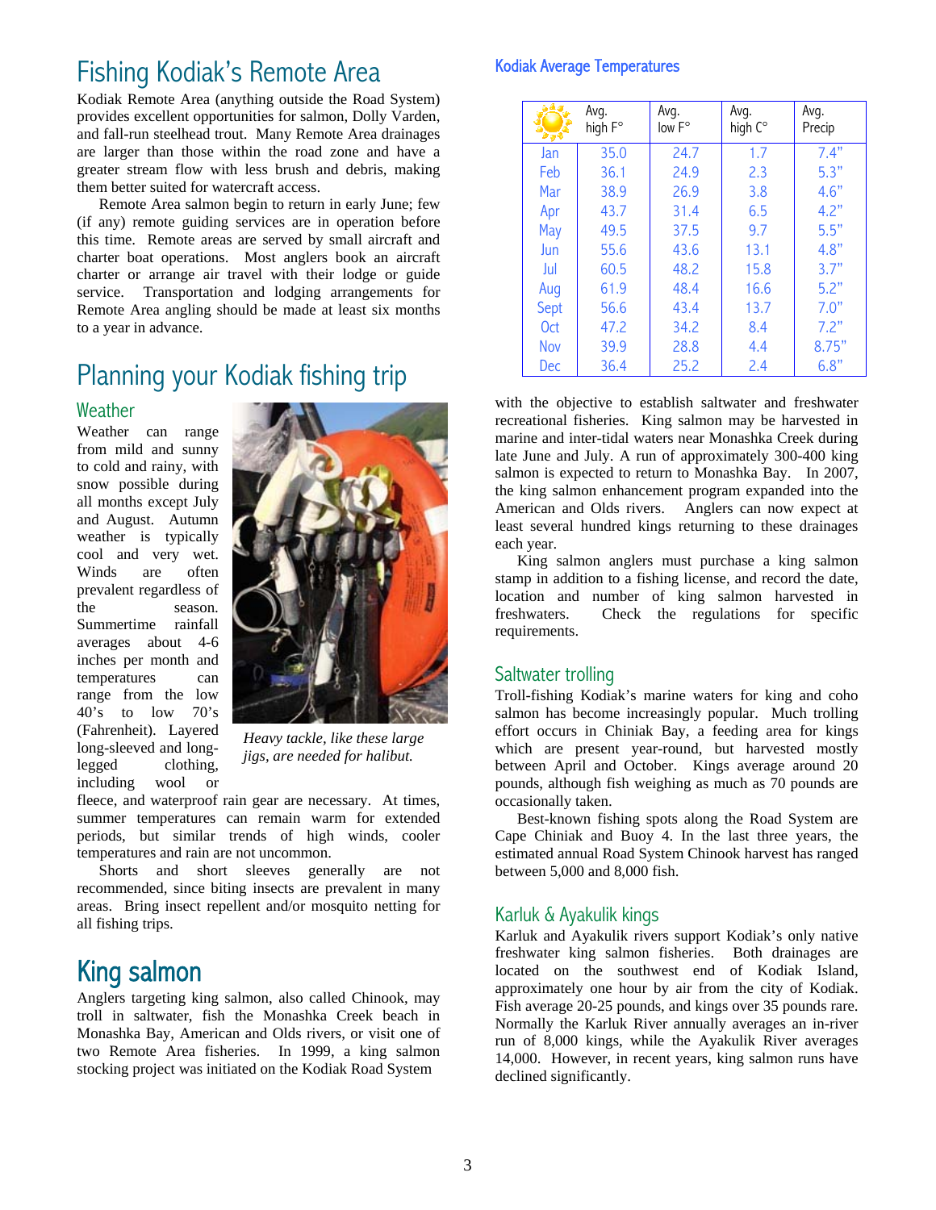# Fishing Kodiak's Remote Area

Kodiak Remote Area (anything outside the Road System) provides excellent opportunities for salmon, Dolly Varden, and fall-run steelhead trout. Many Remote Area drainages are larger than those within the road zone and have a greater stream flow with less brush and debris, making them better suited for watercraft access.

Remote Area salmon begin to return in early June; few (if any) remote guiding services are in operation before this time. Remote areas are served by small aircraft and charter boat operations. Most anglers book an aircraft charter or arrange air travel with their lodge or guide service. Transportation and lodging arrangements for Remote Area angling should be made at least six months to a year in advance.

# Planning your Kodiak fishing trip

## Weather

Weather can range from mild and sunny to cold and rainy, with snow possible during all months except July and August. Autumn weather is typically cool and very wet. Winds are often prevalent regardless of the season. Summertime rainfall averages about 4-6 inches per month and temperatures can range from the low 40's to low 70's (Fahrenheit). Layered long-sleeved and long-legged clothing, including wool or fleece, and waterproof rain gear are necessary. At times, summer temperatures can remain warm for extended periods, but similar trends of high winds, cooler temperatures and rain are not uncommon.

*Heavy tackle, like these large jigs, are needed for halibut.*

Shorts and short sleeves generally are not recommended, since biting insects are prevalent in many areas. Bring insect repellent and/or mosquito netting for all fishing trips.

# King salmon

Anglers targeting king salmon, also called Chinook, may troll in saltwater, fish the Monashka Creek beach in Monashka Bay, American and Olds rivers, or visit one of two Remote Area fisheries. In 1999, a king salmon stocking project was initiated on the Kodiak Road System with the objective to establish saltwater and freshwater recreational fisheries. King salmon may be harvested in marine and inter-tidal waters near Monashka Creek during late June and July. A run of approximately 300-400 king salmon is expected to return to Monashka Bay. In 2007, the king salmon enhancement program expanded into the American and Olds rivers. Anglers can now expect at least several hundred kings returning to these drainages each year.

King salmon anglers must purchase a king salmon stamp in addition to a fishing license, and record the date, location and number of king salmon harvested in freshwaters. Check the regulations for specific requirements.

### Kodiak Average Temperatures

| | Avg. high F° | Avg. low F° | Avg. high C° | Avg. Precip |
|---|---|---|---|---|
| Jan | 35.0 | 24.7 | 1.7 | 7.4" |
| Feb | 36.1 | 24.9 | 2.3 | 5.3" |
| Mar | 38.9 | 26.9 | 3.8 | 4.6" |
| Apr | 43.7 | 31.4 | 6.5 | 4.2" |
| May | 49.5 | 37.5 | 9.7 | 5.5" |
| Jun | 55.6 | 43.6 | 13.1 | 4.8" |
| Jul | 60.5 | 48.2 | 15.8 | 3.7" |
| Aug | 61.9 | 48.4 | 16.6 | 5.2" |
| Sept | 56.6 | 43.4 | 13.7 | 7.0" |
| Oct | 47.2 | 34.2 | 8.4 | 7.2" |
| Nov | 39.9 | 28.8 | 4.4 | 8.75" |
| Dec | 36.4 | 25.2 | 2.4 | 6.8" |

## Saltwater trolling

Troll-fishing Kodiak's marine waters for king and coho salmon has become increasingly popular. Much trolling effort occurs in Chiniak Bay, a feeding area for kings which are present year-round, but harvested mostly between April and October. Kings average around 20 pounds, although fish weighing as much as 70 pounds are occasionally taken.

Best-known fishing spots along the Road System are Cape Chiniak and Buoy 4. In the last three years, the estimated annual Road System Chinook harvest has ranged between 5,000 and 8,000 fish.

## Karluk & Ayakulik kings

Karluk and Ayakulik rivers support Kodiak's only native freshwater king salmon fisheries. Both drainages are located on the southwest end of Kodiak Island, approximately one hour by air from the city of Kodiak. Fish average 20-25 pounds, and kings over 35 pounds rare. Normally the Karluk River annually averages an in-river run of 8,000 kings, while the Ayakulik River averages 14,000. However, in recent years, king salmon runs have declined significantly.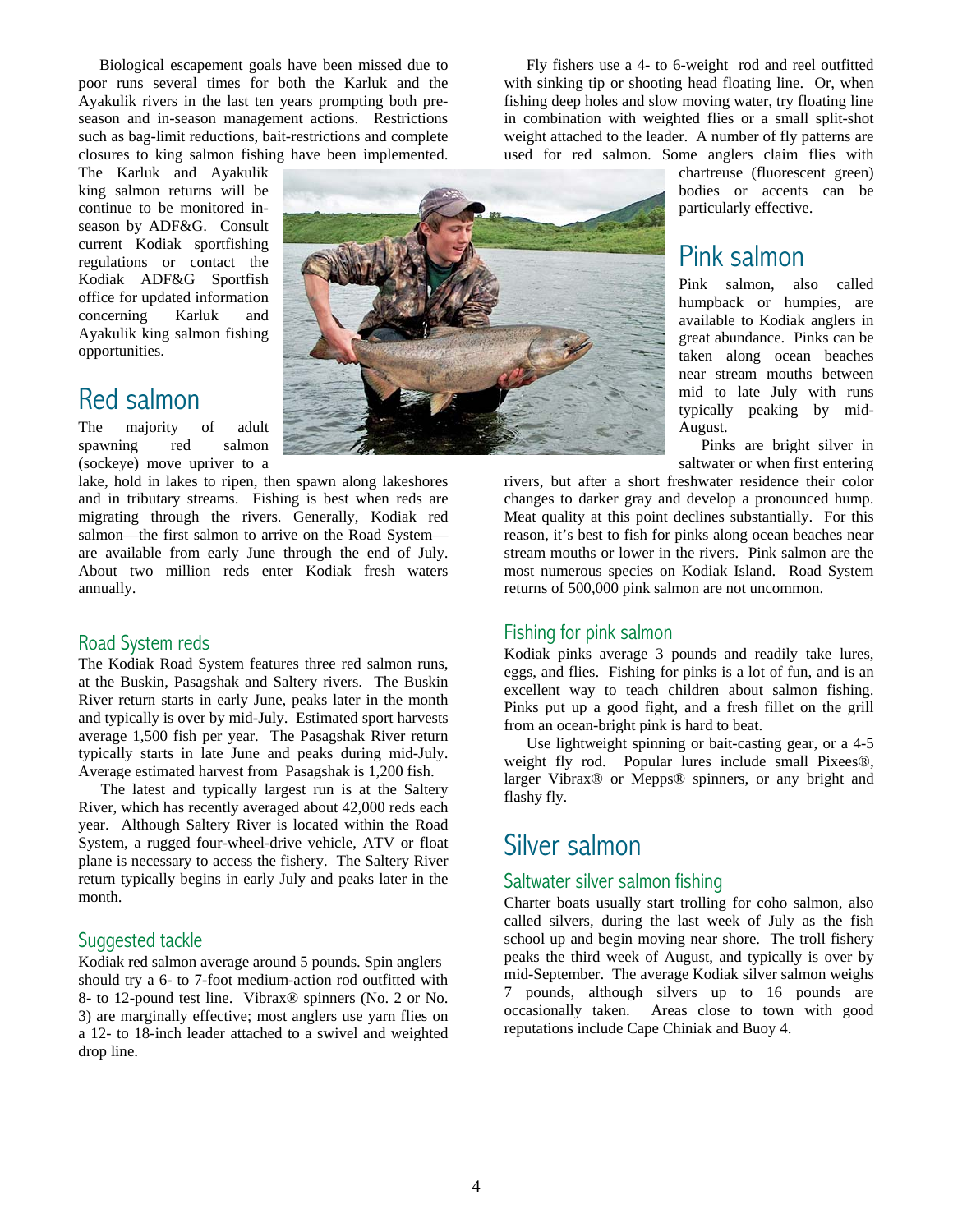Biological escapement goals have been missed due to poor runs several times for both the Karluk and the Ayakulik rivers in the last ten years prompting both pre-season and in-season management actions. Restrictions such as bag-limit reductions, bait-restrictions and complete closures to king salmon fishing have been implemented. The Karluk and Ayakulik king salmon returns will be continue to be monitored in-season by ADF&G. Consult current Kodiak sportfishing regulations or contact the Kodiak ADF&G Sportfish office for updated information concerning Karluk and Ayakulik king salmon fishing opportunities.

## Red salmon

The majority of adult spawning red salmon (sockeye) move upriver to a lake, hold in lakes to ripen, then spawn along lakeshores and in tributary streams. Fishing is best when reds are migrating through the rivers. Generally, Kodiak red salmon—the first salmon to arrive on the Road System—are available from early June through the end of July. About two million reds enter Kodiak fresh waters annually.

### Road System reds

The Kodiak Road System features three red salmon runs, at the Buskin, Pasagshak and Saltery rivers. The Buskin River return starts in early June, peaks later in the month and typically is over by mid-July. Estimated sport harvests average 1,500 fish per year. The Pasagshak River return typically starts in late June and peaks during mid-July. Average estimated harvest from Pasagshak is 1,200 fish.

The latest and typically largest run is at the Saltery River, which has recently averaged about 42,000 reds each year. Although Saltery River is located within the Road System, a rugged four-wheel-drive vehicle, ATV or float plane is necessary to access the fishery. The Saltery River return typically begins in early July and peaks later in the month.

### Suggested tackle

Kodiak red salmon average around 5 pounds. Spin anglers should try a 6- to 7-foot medium-action rod outfitted with 8- to 12-pound test line. Vibrax® spinners (No. 2 or No. 3) are marginally effective; most anglers use yarn flies on a 12- to 18-inch leader attached to a swivel and weighted drop line.

Fly fishers use a 4- to 6-weight rod and reel outfitted with sinking tip or shooting head floating line. Or, when fishing deep holes and slow moving water, try floating line in combination with weighted flies or a small split-shot weight attached to the leader. A number of fly patterns are used for red salmon. Some anglers claim flies with chartreuse (fluorescent green) bodies or accents can be particularly effective.

## Pink salmon

Pink salmon, also called humpback or humpies, are available to Kodiak anglers in great abundance. Pinks can be taken along ocean beaches near stream mouths between mid to late July with runs typically peaking by mid-August.

Pinks are bright silver in saltwater or when first entering rivers, but after a short freshwater residence their color changes to darker gray and develop a pronounced hump. Meat quality at this point declines substantially. For this reason, it's best to fish for pinks along ocean beaches near stream mouths or lower in the rivers. Pink salmon are the most numerous species on Kodiak Island. Road System returns of 500,000 pink salmon are not uncommon.

### Fishing for pink salmon

Kodiak pinks average 3 pounds and readily take lures, eggs, and flies. Fishing for pinks is a lot of fun, and is an excellent way to teach children about salmon fishing. Pinks put up a good fight, and a fresh fillet on the grill from an ocean-bright pink is hard to beat.

Use lightweight spinning or bait-casting gear, or a 4-5 weight fly rod. Popular lures include small Pixees®, larger Vibrax® or Mepps® spinners, or any bright and flashy fly.

## Silver salmon

### Saltwater silver salmon fishing

Charter boats usually start trolling for coho salmon, also called silvers, during the last week of July as the fish school up and begin moving near shore. The troll fishery peaks the third week of August, and typically is over by mid-September. The average Kodiak silver salmon weighs 7 pounds, although silvers up to 16 pounds are occasionally taken. Areas close to town with good reputations include Cape Chiniak and Buoy 4.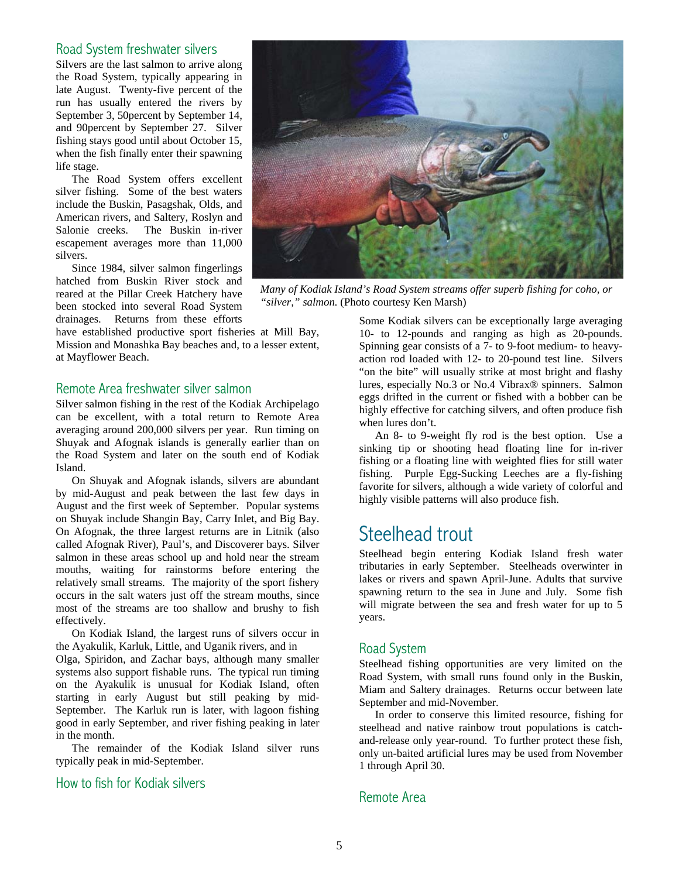## Road System freshwater silvers

Silvers are the last salmon to arrive along the Road System, typically appearing in late August. Twenty-five percent of the run has usually entered the rivers by September 3, 50percent by September 14, and 90percent by September 27. Silver fishing stays good until about October 15, when the fish finally enter their spawning life stage.

The Road System offers excellent silver fishing. Some of the best waters include the Buskin, Pasagshak, Olds, and American rivers, and Saltery, Roslyn and Salonie creeks. The Buskin in-river escapement averages more than 11,000 silvers.

Since 1984, silver salmon fingerlings hatched from Buskin River stock and reared at the Pillar Creek Hatchery have been stocked into several Road System drainages. Returns from these efforts have established productive sport fisheries at Mill Bay, Mission and Monashka Bay beaches and, to a lesser extent, at Mayflower Beach.

*Many of Kodiak Island's Road System streams offer superb fishing for coho, or "silver," salmon.* (Photo courtesy Ken Marsh)

## Remote Area freshwater silver salmon

Silver salmon fishing in the rest of the Kodiak Archipelago can be excellent, with a total return to Remote Area averaging around 200,000 silvers per year. Run timing on Shuyak and Afognak islands is generally earlier than on the Road System and later on the south end of Kodiak Island.

On Shuyak and Afognak islands, silvers are abundant by mid-August and peak between the last few days in August and the first week of September. Popular systems on Shuyak include Shangin Bay, Carry Inlet, and Big Bay. On Afognak, the three largest returns are in Litnik (also called Afognak River), Paul's, and Discoverer bays. Silver salmon in these areas school up and hold near the stream mouths, waiting for rainstorms before entering the relatively small streams. The majority of the sport fishery occurs in the salt waters just off the stream mouths, since most of the streams are too shallow and brushy to fish effectively.

On Kodiak Island, the largest runs of silvers occur in the Ayakulik, Karluk, Little, and Uganik rivers, and in Olga, Spiridon, and Zachar bays, although many smaller systems also support fishable runs. The typical run timing on the Ayakulik is unusual for Kodiak Island, often starting in early August but still peaking by mid-September. The Karluk run is later, with lagoon fishing good in early September, and river fishing peaking in later in the month.

The remainder of the Kodiak Island silver runs typically peak in mid-September.

## How to fish for Kodiak silvers

Some Kodiak silvers can be exceptionally large averaging 10- to 12-pounds and ranging as high as 20-pounds. Spinning gear consists of a 7- to 9-foot medium- to heavy-action rod loaded with 12- to 20-pound test line. Silvers "on the bite" will usually strike at most bright and flashy lures, especially No.3 or No.4 Vibrax® spinners. Salmon eggs drifted in the current or fished with a bobber can be highly effective for catching silvers, and often produce fish when lures don't.

An 8- to 9-weight fly rod is the best option. Use a sinking tip or shooting head floating line for in-river fishing or a floating line with weighted flies for still water fishing. Purple Egg-Sucking Leeches are a fly-fishing favorite for silvers, although a wide variety of colorful and highly visible patterns will also produce fish.

# Steelhead trout

Steelhead begin entering Kodiak Island fresh water tributaries in early September. Steelheads overwinter in lakes or rivers and spawn April-June. Adults that survive spawning return to the sea in June and July. Some fish will migrate between the sea and fresh water for up to 5 years.

## Road System

Steelhead fishing opportunities are very limited on the Road System, with small runs found only in the Buskin, Miam and Saltery drainages. Returns occur between late September and mid-November.

In order to conserve this limited resource, fishing for steelhead and native rainbow trout populations is catch-and-release only year-round. To further protect these fish, only un-baited artificial lures may be used from November 1 through April 30.

## Remote Area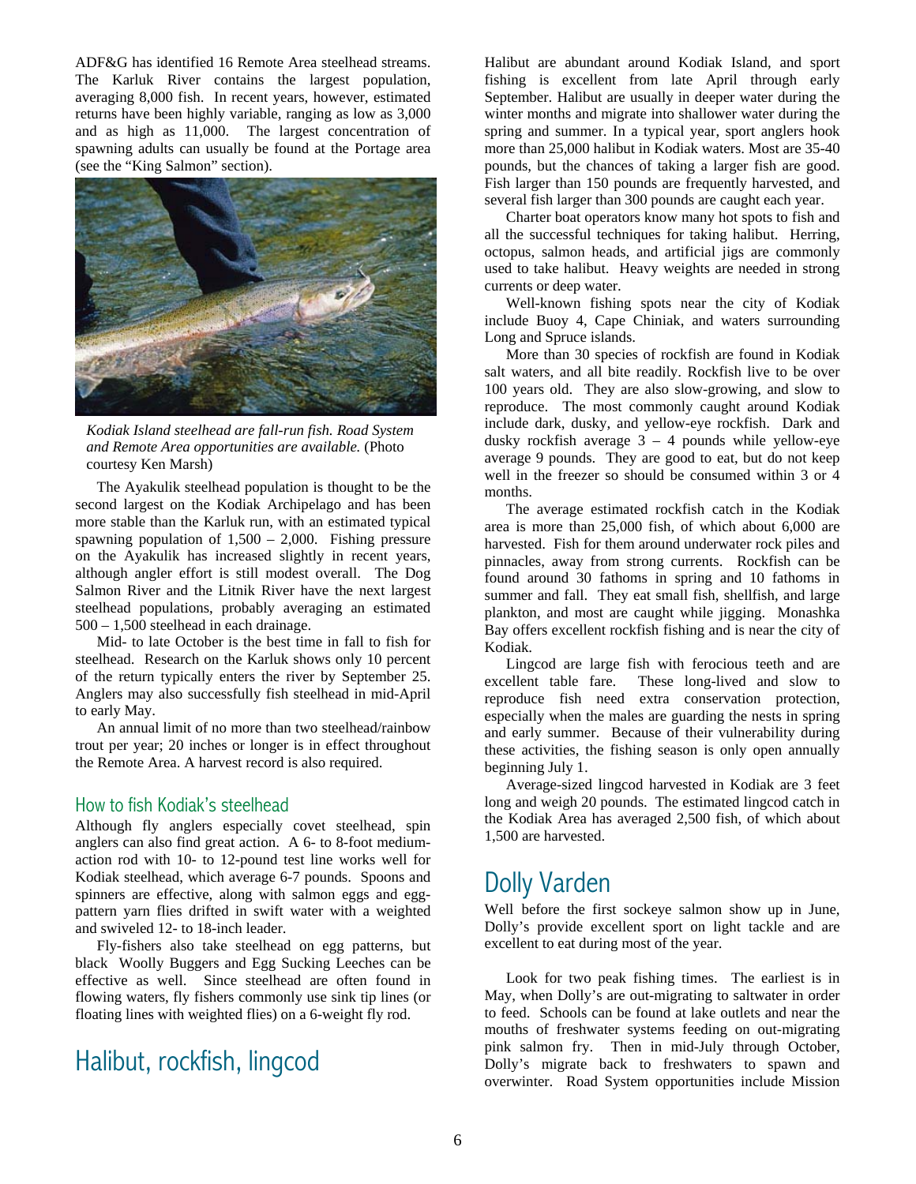ADF&G has identified 16 Remote Area steelhead streams. The Karluk River contains the largest population, averaging 8,000 fish. In recent years, however, estimated returns have been highly variable, ranging as low as 3,000 and as high as 11,000. The largest concentration of spawning adults can usually be found at the Portage area (see the "King Salmon" section).

*Kodiak Island steelhead are fall-run fish. Road System and Remote Area opportunities are available.* (Photo courtesy Ken Marsh)

The Ayakulik steelhead population is thought to be the second largest on the Kodiak Archipelago and has been more stable than the Karluk run, with an estimated typical spawning population of 1,500 – 2,000. Fishing pressure on the Ayakulik has increased slightly in recent years, although angler effort is still modest overall. The Dog Salmon River and the Litnik River have the next largest steelhead populations, probably averaging an estimated 500 – 1,500 steelhead in each drainage.

Mid- to late October is the best time in fall to fish for steelhead. Research on the Karluk shows only 10 percent of the return typically enters the river by September 25. Anglers may also successfully fish steelhead in mid-April to early May.

An annual limit of no more than two steelhead/rainbow trout per year; 20 inches or longer is in effect throughout the Remote Area. A harvest record is also required.

### How to fish Kodiak's steelhead

Although fly anglers especially covet steelhead, spin anglers can also find great action. A 6- to 8-foot medium-action rod with 10- to 12-pound test line works well for Kodiak steelhead, which average 6-7 pounds. Spoons and spinners are effective, along with salmon eggs and egg-pattern yarn flies drifted in swift water with a weighted and swiveled 12- to 18-inch leader.

Fly-fishers also take steelhead on egg patterns, but black Woolly Buggers and Egg Sucking Leeches can be effective as well. Since steelhead are often found in flowing waters, fly fishers commonly use sink tip lines (or floating lines with weighted flies) on a 6-weight fly rod.

## Halibut, rockfish, lingcod

Halibut are abundant around Kodiak Island, and sport fishing is excellent from late April through early September. Halibut are usually in deeper water during the winter months and migrate into shallower water during the spring and summer. In a typical year, sport anglers hook more than 25,000 halibut in Kodiak waters. Most are 35-40 pounds, but the chances of taking a larger fish are good. Fish larger than 150 pounds are frequently harvested, and several fish larger than 300 pounds are caught each year.

Charter boat operators know many hot spots to fish and all the successful techniques for taking halibut. Herring, octopus, salmon heads, and artificial jigs are commonly used to take halibut. Heavy weights are needed in strong currents or deep water.

Well-known fishing spots near the city of Kodiak include Buoy 4, Cape Chiniak, and waters surrounding Long and Spruce islands.

More than 30 species of rockfish are found in Kodiak salt waters, and all bite readily. Rockfish live to be over 100 years old. They are also slow-growing, and slow to reproduce. The most commonly caught around Kodiak include dark, dusky, and yellow-eye rockfish. Dark and dusky rockfish average 3 – 4 pounds while yellow-eye average 9 pounds. They are good to eat, but do not keep well in the freezer so should be consumed within 3 or 4 months.

The average estimated rockfish catch in the Kodiak area is more than 25,000 fish, of which about 6,000 are harvested. Fish for them around underwater rock piles and pinnacles, away from strong currents. Rockfish can be found around 30 fathoms in spring and 10 fathoms in summer and fall. They eat small fish, shellfish, and large plankton, and most are caught while jigging. Monashka Bay offers excellent rockfish fishing and is near the city of Kodiak.

Lingcod are large fish with ferocious teeth and are excellent table fare. These long-lived and slow to reproduce fish need extra conservation protection, especially when the males are guarding the nests in spring and early summer. Because of their vulnerability during these activities, the fishing season is only open annually beginning July 1.

Average-sized lingcod harvested in Kodiak are 3 feet long and weigh 20 pounds. The estimated lingcod catch in the Kodiak Area has averaged 2,500 fish, of which about 1,500 are harvested.

## Dolly Varden

Well before the first sockeye salmon show up in June, Dolly's provide excellent sport on light tackle and are excellent to eat during most of the year.

Look for two peak fishing times. The earliest is in May, when Dolly's are out-migrating to saltwater in order to feed. Schools can be found at lake outlets and near the mouths of freshwater systems feeding on out-migrating pink salmon fry. Then in mid-July through October, Dolly's migrate back to freshwaters to spawn and overwinter. Road System opportunities include Mission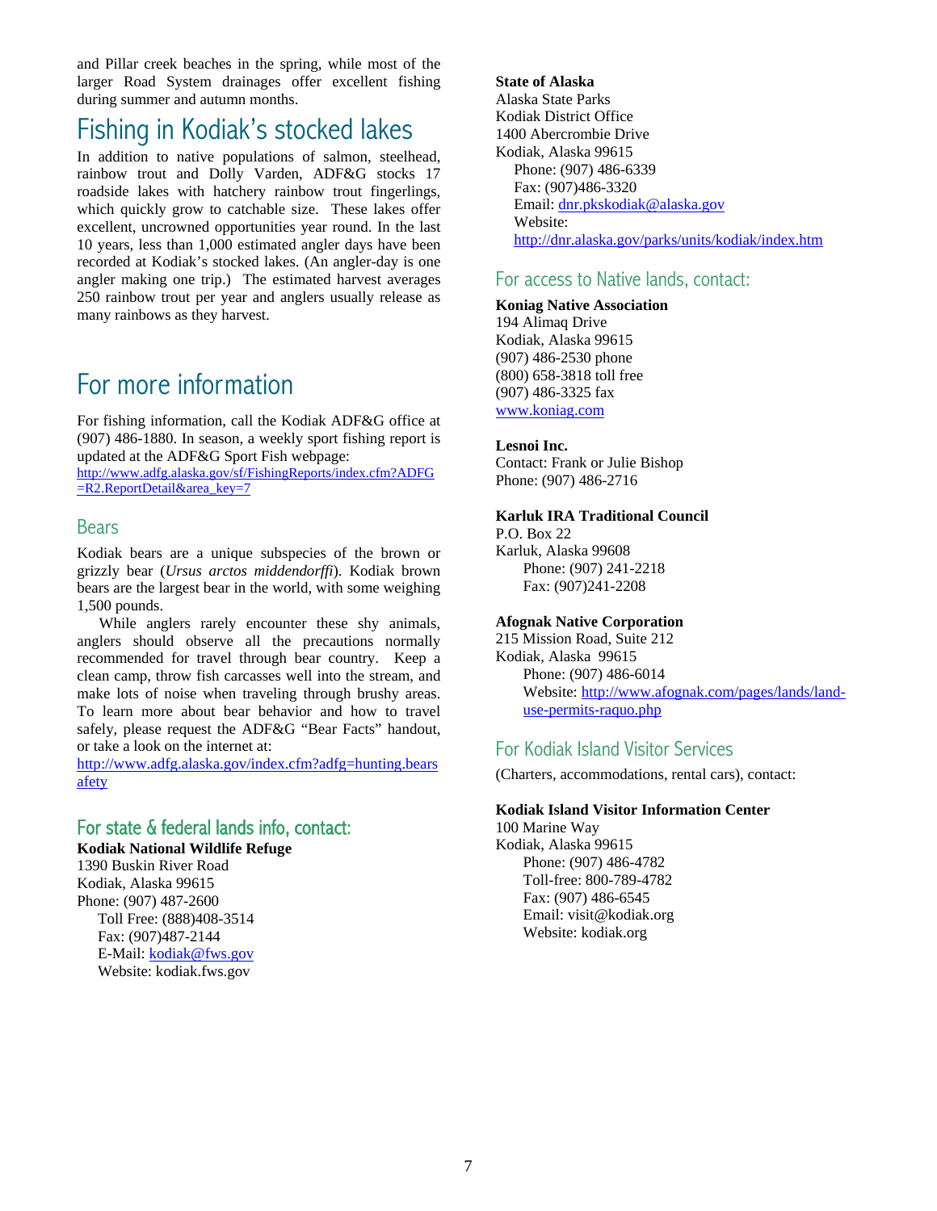and Pillar creek beaches in the spring, while most of the larger Road System drainages offer excellent fishing during summer and autumn months.

## Fishing in Kodiak's stocked lakes

In addition to native populations of salmon, steelhead, rainbow trout and Dolly Varden, ADF&G stocks 17 roadside lakes with hatchery rainbow trout fingerlings, which quickly grow to catchable size. These lakes offer excellent, uncrowned opportunities year round. In the last 10 years, less than 1,000 estimated angler days have been recorded at Kodiak's stocked lakes. (An angler-day is one angler making one trip.) The estimated harvest averages 250 rainbow trout per year and anglers usually release as many rainbows as they harvest.

## For more information

For fishing information, call the Kodiak ADF&G office at (907) 486-1880. In season, a weekly sport fishing report is updated at the ADF&G Sport Fish webpage:
http://www.adfg.alaska.gov/sf/FishingReports/index.cfm?ADFG=R2.ReportDetail&area_key=7

### Bears

Kodiak bears are a unique subspecies of the brown or grizzly bear (*Ursus arctos middendorffi*). Kodiak brown bears are the largest bear in the world, with some weighing 1,500 pounds.

While anglers rarely encounter these shy animals, anglers should observe all the precautions normally recommended for travel through bear country. Keep a clean camp, throw fish carcasses well into the stream, and make lots of noise when traveling through brushy areas. To learn more about bear behavior and how to travel safely, please request the ADF&G "Bear Facts" handout, or take a look on the internet at:
http://www.adfg.alaska.gov/index.cfm?adfg=hunting.bearsafety

### For state & federal lands info, contact:

**Kodiak National Wildlife Refuge**
1390 Buskin River Road
Kodiak, Alaska 99615
Phone: (907) 487-2600
Toll Free: (888)408-3514
Fax: (907)487-2144
E-Mail: kodiak@fws.gov
Website: kodiak.fws.gov

**State of Alaska**
Alaska State Parks
Kodiak District Office
1400 Abercrombie Drive
Kodiak, Alaska 99615
Phone: (907) 486-6339
Fax: (907)486-3320
Email: dnr.pkskodiak@alaska.gov
Website:
http://dnr.alaska.gov/parks/units/kodiak/index.htm

### For access to Native lands, contact:

**Koniag Native Association**
194 Alimaq Drive
Kodiak, Alaska 99615
(907) 486-2530 phone
(800) 658-3818 toll free
(907) 486-3325 fax
www.koniag.com

**Lesnoi Inc.**
Contact: Frank or Julie Bishop
Phone: (907) 486-2716

**Karluk IRA Traditional Council**
P.O. Box 22
Karluk, Alaska 99608
Phone: (907) 241-2218
Fax: (907)241-2208

**Afognak Native Corporation**
215 Mission Road, Suite 212
Kodiak, Alaska 99615
Phone: (907) 486-6014
Website: http://www.afognak.com/pages/lands/land-use-permits-raquo.php

### For Kodiak Island Visitor Services

(Charters, accommodations, rental cars), contact:

**Kodiak Island Visitor Information Center**
100 Marine Way
Kodiak, Alaska 99615
Phone: (907) 486-4782
Toll-free: 800-789-4782
Fax: (907) 486-6545
Email: visit@kodiak.org
Website: kodiak.org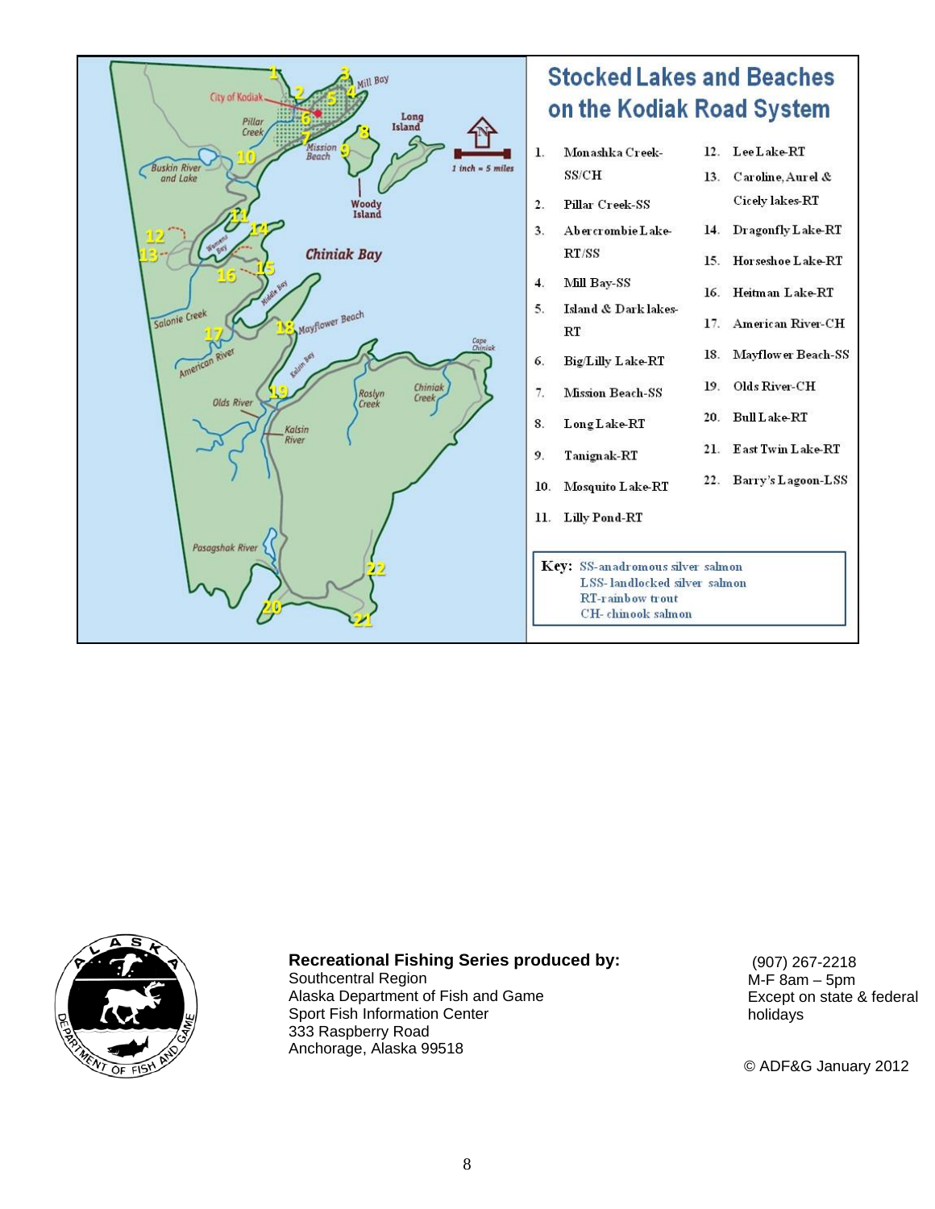## Stocked Lakes and Beaches on the Kodiak Road System

1. Monashka Creek-SS/CH
2. Pillar Creek-SS
3. Abercrombie Lake-RT/SS
4. Mill Bay-SS
5. Island & Dark lakes-RT
6. Big/Lilly Lake-RT
7. Mission Beach-SS
8. Long Lake-RT
9. Tanignak-RT
10. Mosquito Lake-RT
11. Lilly Pond-RT
12. Lee Lake-RT
13. Caroline, Aurel & Cicely lakes-RT
14. Dragonfly Lake-RT
15. Horseshoe Lake-RT
16. Heitman Lake-RT
17. American River-CH
18. Mayflower Beach-SS
19. Olds River-CH
20. Bull Lake-RT
21. East Twin Lake-RT
22. Barry's Lagoon-LSS

**Key:** SS-anadromous silver salmon
LSS-landlocked silver salmon
RT-rainbow trout
CH- chinook salmon

**Recreational Fishing Series produced by:**
Southcentral Region
Alaska Department of Fish and Game
Sport Fish Information Center
333 Raspberry Road
Anchorage, Alaska 99518

(907) 267-2218
M-F 8am – 5pm
Except on state & federal holidays

© ADF&G January 2012